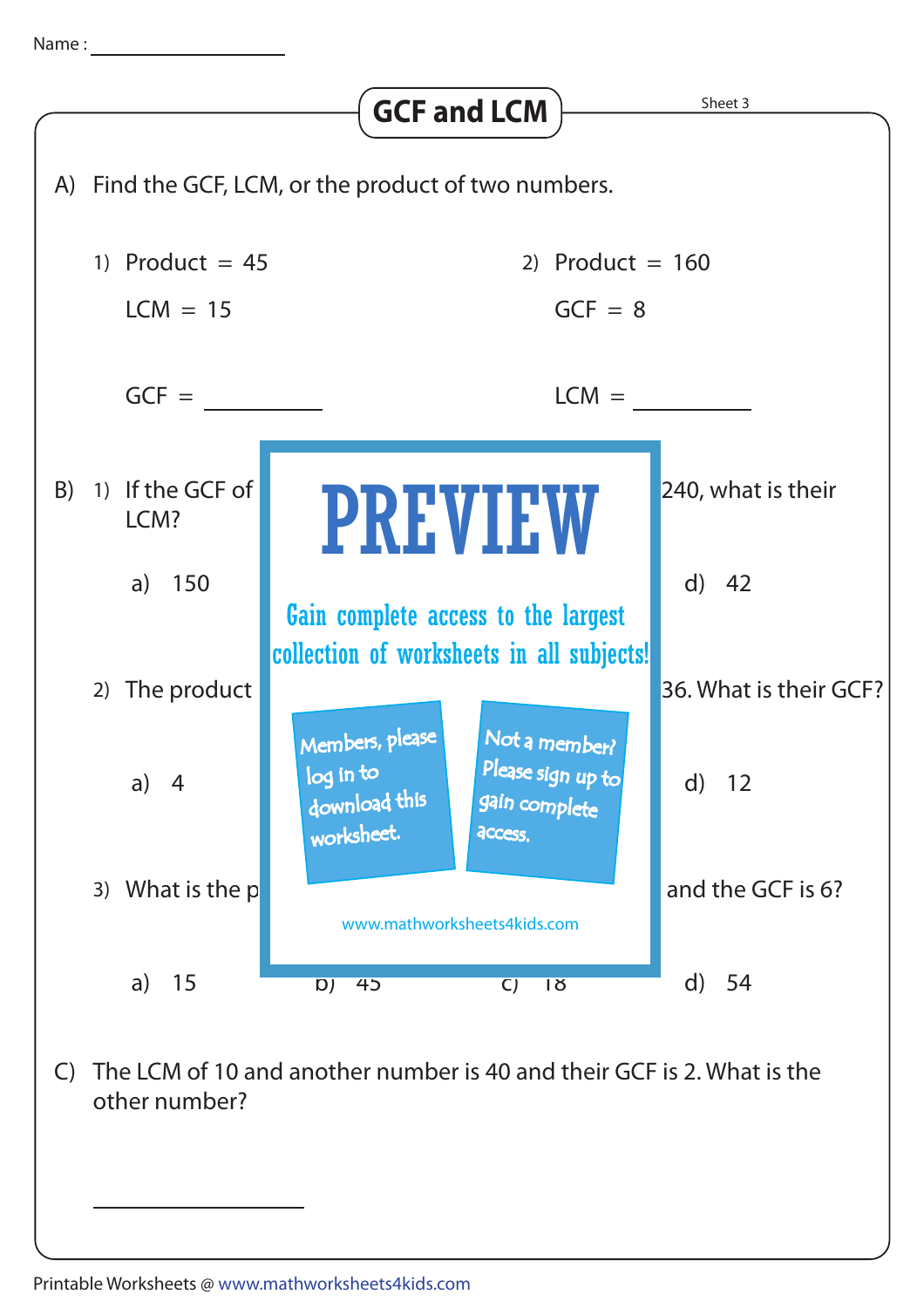Name : ________________

# GCF and LCM

Sheet 3

A) Find the GCF, LCM, or the product of two numbers.

1) Product = 45

LCM = 15

GCF = __________

2) Product = 160

GCF = 8

LCM = __________

B) 1) If the GCF of                                                   240, what is their LCM?

a) 150                                                                                     d) 42

2) The product                                                                  36. What is their GCF?

a) 4                                                                                        d) 12

3) What is the p                                                                and the GCF is 6?

a) 15          b) 45          c) 18          d) 54

PREVIEW

Gain complete access to the largest collection of worksheets in all subjects!

Members, please log in to download this worksheet.

Not a member? Please sign up to gain complete access.

www.mathworksheets4kids.com

C) The LCM of 10 and another number is 40 and their GCF is 2. What is the other number?

__________________

Printable Worksheets @ www.mathworksheets4kids.com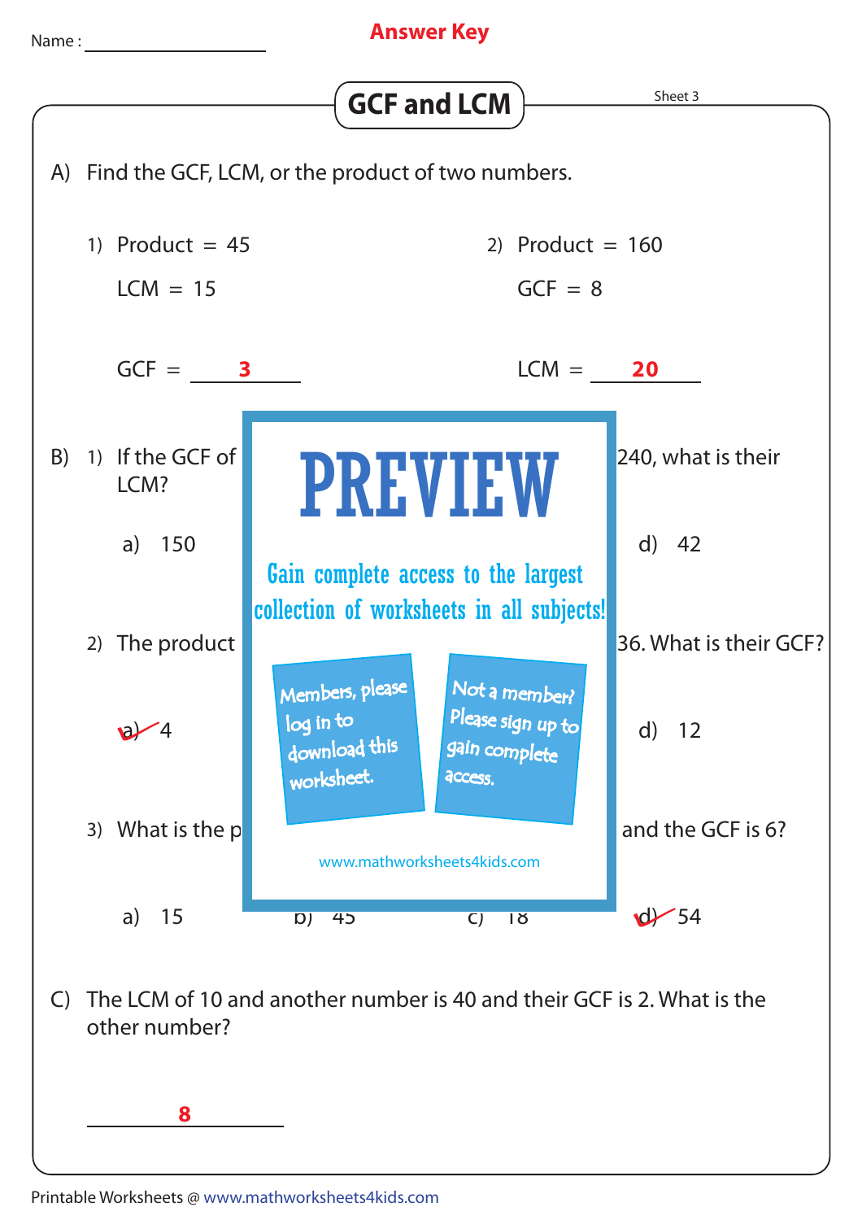Name :

**Answer Key**

# GCF and LCM

Sheet 3

A) Find the GCF, LCM, or the product of two numbers.

1) Product = 45

LCM = 15

GCF = **3**

2) Product = 160

GCF = 8

LCM = **20**

B) 1) If the GCF of 240, what is their LCM?

a) 150

d) 42

PREVIEW

Gain complete access to the largest collection of worksheets in all subjects!

Members, please log in to download this worksheet.

Not a member? Please sign up to gain complete access.

www.mathworksheets4kids.com

2) The product 36. What is their GCF?

a) 4 ✓

d) 12

3) What is the p and the GCF is 6?

a) 15

b) 45

c) 18

d) 54 ✓

C) The LCM of 10 and another number is 40 and their GCF is 2. What is the other number?

**8**

Printable Worksheets @ www.mathworksheets4kids.com